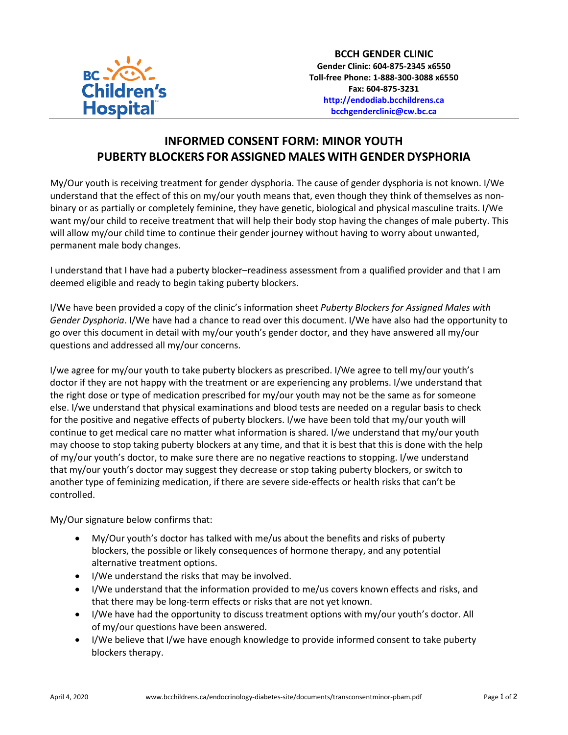**BCCH GENDER CLINIC**
**Gender Clinic: 604-875-2345 x6550**
**Toll-free Phone: 1-888-300-3088 x6550**
**Fax: 604-875-3231**
**http://endodiab.bcchildrens.ca**
**bcchgenderclinic@cw.bc.ca**

# INFORMED CONSENT FORM: MINOR YOUTH
# PUBERTY BLOCKERS FOR ASSIGNED MALES WITH GENDER DYSPHORIA

My/Our youth is receiving treatment for gender dysphoria. The cause of gender dysphoria is not known. I/We understand that the effect of this on my/our youth means that, even though they think of themselves as non-binary or as partially or completely feminine, they have genetic, biological and physical masculine traits. I/We want my/our child to receive treatment that will help their body stop having the changes of male puberty. This will allow my/our child time to continue their gender journey without having to worry about unwanted, permanent male body changes.

I understand that I have had a puberty blocker–readiness assessment from a qualified provider and that I am deemed eligible and ready to begin taking puberty blockers.

I/We have been provided a copy of the clinic's information sheet *Puberty Blockers for Assigned Males with Gender Dysphoria*. I/We have had a chance to read over this document. I/We have also had the opportunity to go over this document in detail with my/our youth's gender doctor, and they have answered all my/our questions and addressed all my/our concerns.

I/we agree for my/our youth to take puberty blockers as prescribed. I/We agree to tell my/our youth's doctor if they are not happy with the treatment or are experiencing any problems. I/we understand that the right dose or type of medication prescribed for my/our youth may not be the same as for someone else. I/we understand that physical examinations and blood tests are needed on a regular basis to check for the positive and negative effects of puberty blockers. I/we have been told that my/our youth will continue to get medical care no matter what information is shared. I/we understand that my/our youth may choose to stop taking puberty blockers at any time, and that it is best that this is done with the help of my/our youth's doctor, to make sure there are no negative reactions to stopping. I/we understand that my/our youth's doctor may suggest they decrease or stop taking puberty blockers, or switch to another type of feminizing medication, if there are severe side-effects or health risks that can't be controlled.

My/Our signature below confirms that:

- My/Our youth's doctor has talked with me/us about the benefits and risks of puberty blockers, the possible or likely consequences of hormone therapy, and any potential alternative treatment options.
- I/We understand the risks that may be involved.
- I/We understand that the information provided to me/us covers known effects and risks, and that there may be long-term effects or risks that are not yet known.
- I/We have had the opportunity to discuss treatment options with my/our youth's doctor. All of my/our questions have been answered.
- I/We believe that I/we have enough knowledge to provide informed consent to take puberty blockers therapy.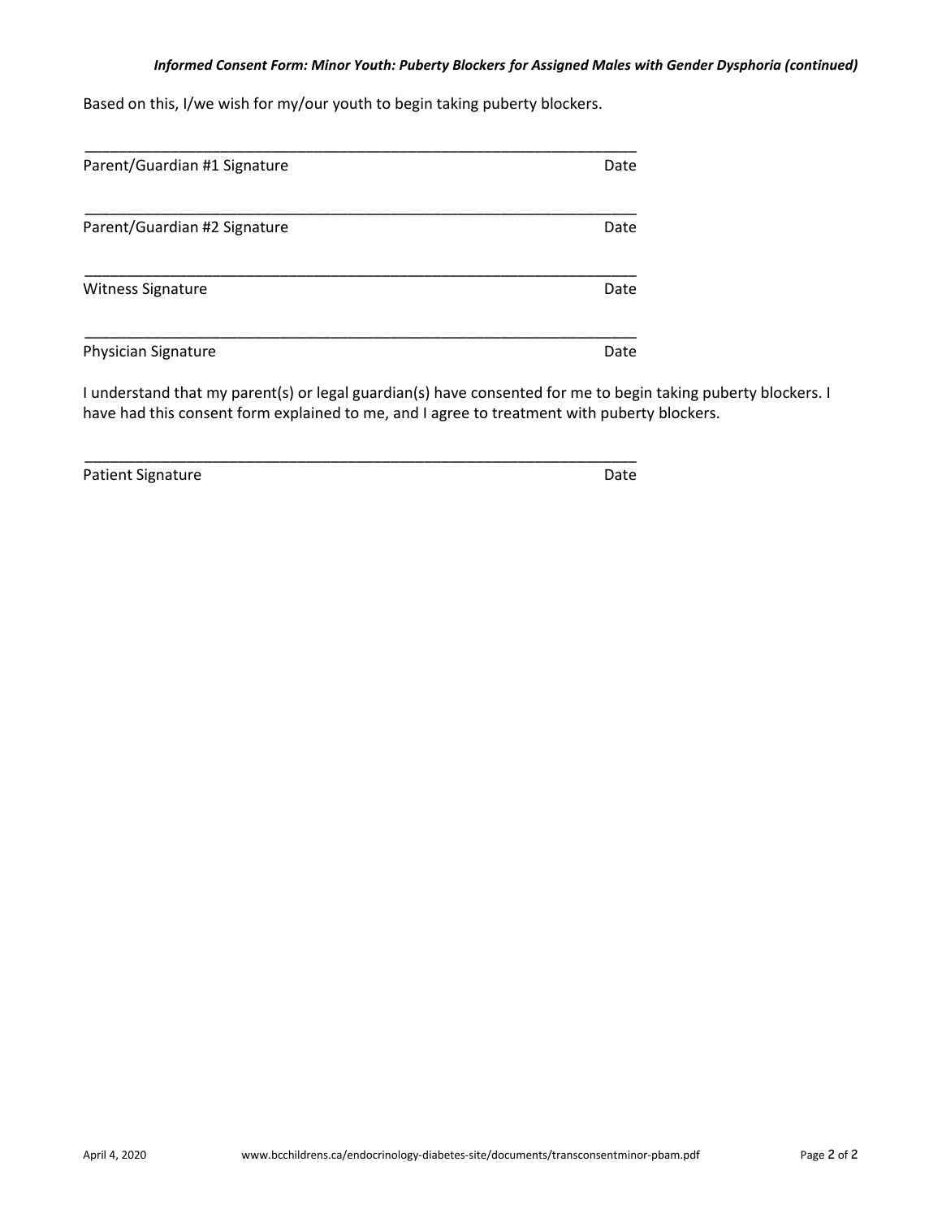Based on this, I/we wish for my/our youth to begin taking puberty blockers.

\_\_\_\_\_\_\_\_\_\_\_\_\_\_\_\_\_\_\_\_\_\_\_\_\_\_\_\_\_\_\_\_\_\_\_\_\_\_\_\_\_\_\_\_\_\_\_\_\_\_\_\_\_\_\_\_\_\_\_\_\_\_\_\_

Parent/Guardian #1 Signature Date

\_\_\_\_\_\_\_\_\_\_\_\_\_\_\_\_\_\_\_\_\_\_\_\_\_\_\_\_\_\_\_\_\_\_\_\_\_\_\_\_\_\_\_\_\_\_\_\_\_\_\_\_\_\_\_\_\_\_\_\_\_\_\_\_

Parent/Guardian #2 Signature Date

\_\_\_\_\_\_\_\_\_\_\_\_\_\_\_\_\_\_\_\_\_\_\_\_\_\_\_\_\_\_\_\_\_\_\_\_\_\_\_\_\_\_\_\_\_\_\_\_\_\_\_\_\_\_\_\_\_\_\_\_\_\_\_\_

Witness Signature Date

\_\_\_\_\_\_\_\_\_\_\_\_\_\_\_\_\_\_\_\_\_\_\_\_\_\_\_\_\_\_\_\_\_\_\_\_\_\_\_\_\_\_\_\_\_\_\_\_\_\_\_\_\_\_\_\_\_\_\_\_\_\_\_\_

Physician Signature Date

I understand that my parent(s) or legal guardian(s) have consented for me to begin taking puberty blockers. I have had this consent form explained to me, and I agree to treatment with puberty blockers.

\_\_\_\_\_\_\_\_\_\_\_\_\_\_\_\_\_\_\_\_\_\_\_\_\_\_\_\_\_\_\_\_\_\_\_\_\_\_\_\_\_\_\_\_\_\_\_\_\_\_\_\_\_\_\_\_\_\_\_\_\_\_\_\_

Patient Signature Date